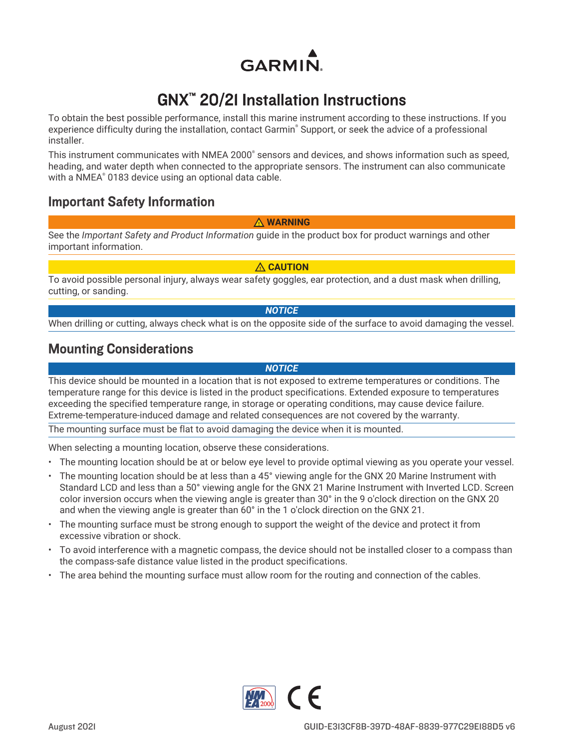GARMIN.

# GNX™ 20/21 Installation Instructions

To obtain the best possible performance, install this marine instrument according to these instructions. If you experience difficulty during the installation, contact Garmin® Support, or seek the advice of a professional installer.

This instrument communicates with NMEA 2000® sensors and devices, and shows information such as speed, heading, and water depth when connected to the appropriate sensors. The instrument can also communicate with a NMEA® 0183 device using an optional data cable.

## Important Safety Information

**⚠ WARNING**

See the *Important Safety and Product Information* guide in the product box for product warnings and other important information.

**⚠ CAUTION**

To avoid possible personal injury, always wear safety goggles, ear protection, and a dust mask when drilling, cutting, or sanding.

***NOTICE***

When drilling or cutting, always check what is on the opposite side of the surface to avoid damaging the vessel.

## Mounting Considerations

***NOTICE***

This device should be mounted in a location that is not exposed to extreme temperatures or conditions. The temperature range for this device is listed in the product specifications. Extended exposure to temperatures exceeding the specified temperature range, in storage or operating conditions, may cause device failure. Extreme-temperature-induced damage and related consequences are not covered by the warranty.

The mounting surface must be flat to avoid damaging the device when it is mounted.

When selecting a mounting location, observe these considerations.

- The mounting location should be at or below eye level to provide optimal viewing as you operate your vessel.
- The mounting location should be at less than a 45° viewing angle for the GNX 20 Marine Instrument with Standard LCD and less than a 50° viewing angle for the GNX 21 Marine Instrument with Inverted LCD. Screen color inversion occurs when the viewing angle is greater than 30° in the 9 o'clock direction on the GNX 20 and when the viewing angle is greater than 60° in the 1 o'clock direction on the GNX 21.
- The mounting surface must be strong enough to support the weight of the device and protect it from excessive vibration or shock.
- To avoid interference with a magnetic compass, the device should not be installed closer to a compass than the compass-safe distance value listed in the product specifications.
- The area behind the mounting surface must allow room for the routing and connection of the cables.

August 2021

GUID-E313CF8B-397D-48AF-8839-977C29E188D5 v6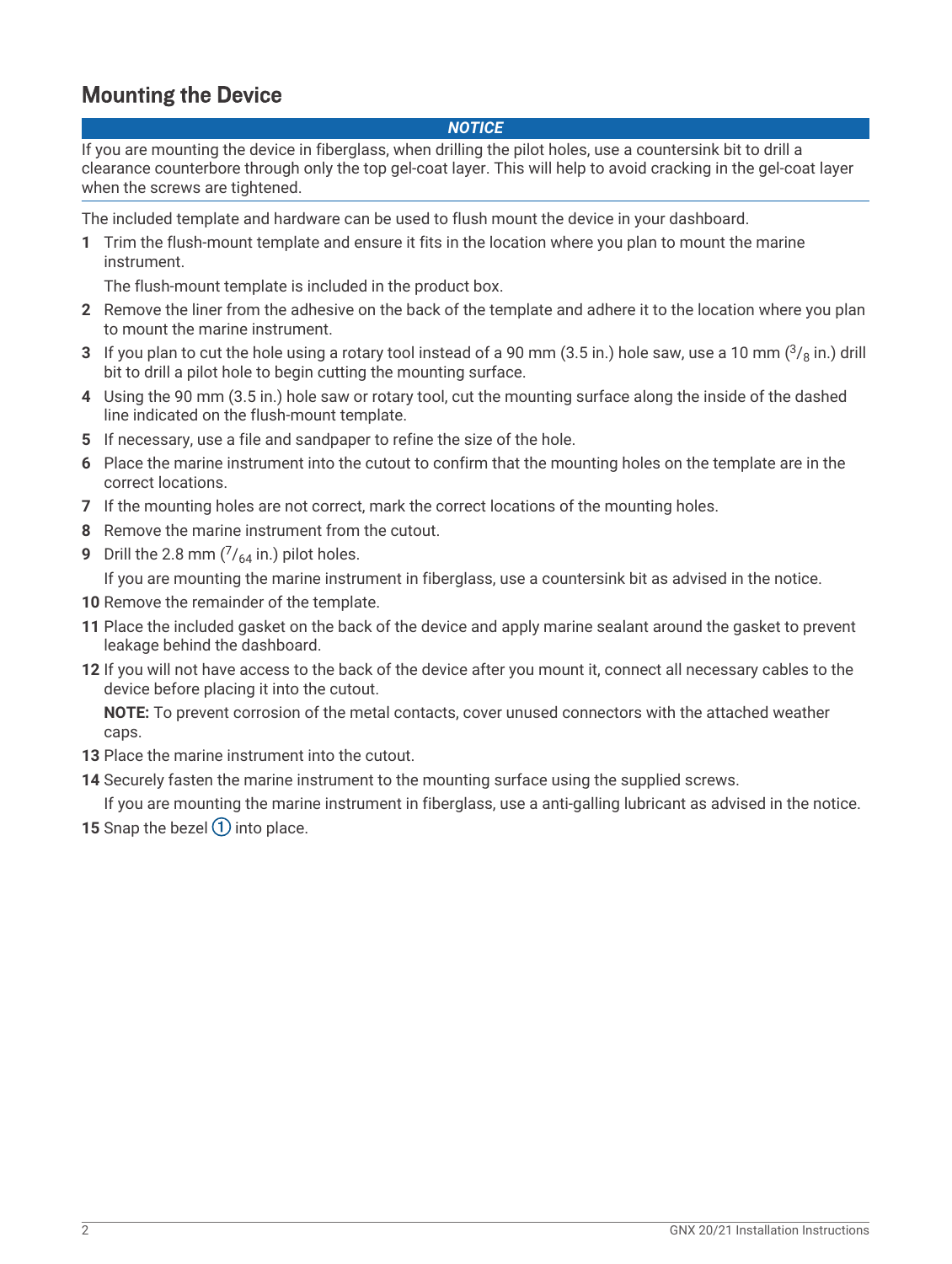## Mounting the Device

***NOTICE***

If you are mounting the device in fiberglass, when drilling the pilot holes, use a countersink bit to drill a clearance counterbore through only the top gel-coat layer. This will help to avoid cracking in the gel-coat layer when the screws are tightened.

The included template and hardware can be used to flush mount the device in your dashboard.

1. Trim the flush-mount template and ensure it fits in the location where you plan to mount the marine instrument.

   The flush-mount template is included in the product box.
2. Remove the liner from the adhesive on the back of the template and adhere it to the location where you plan to mount the marine instrument.
3. If you plan to cut the hole using a rotary tool instead of a 90 mm (3.5 in.) hole saw, use a 10 mm ($^3/_8$ in.) drill bit to drill a pilot hole to begin cutting the mounting surface.
4. Using the 90 mm (3.5 in.) hole saw or rotary tool, cut the mounting surface along the inside of the dashed line indicated on the flush-mount template.
5. If necessary, use a file and sandpaper to refine the size of the hole.
6. Place the marine instrument into the cutout to confirm that the mounting holes on the template are in the correct locations.
7. If the mounting holes are not correct, mark the correct locations of the mounting holes.
8. Remove the marine instrument from the cutout.
9. Drill the 2.8 mm ($^7/_{64}$ in.) pilot holes.

   If you are mounting the marine instrument in fiberglass, use a countersink bit as advised in the notice.
10. Remove the remainder of the template.
11. Place the included gasket on the back of the device and apply marine sealant around the gasket to prevent leakage behind the dashboard.
12. If you will not have access to the back of the device after you mount it, connect all necessary cables to the device before placing it into the cutout.

    **NOTE:** To prevent corrosion of the metal contacts, cover unused connectors with the attached weather caps.
13. Place the marine instrument into the cutout.
14. Securely fasten the marine instrument to the mounting surface using the supplied screws.

    If you are mounting the marine instrument in fiberglass, use a anti-galling lubricant as advised in the notice.
15. Snap the bezel ① into place.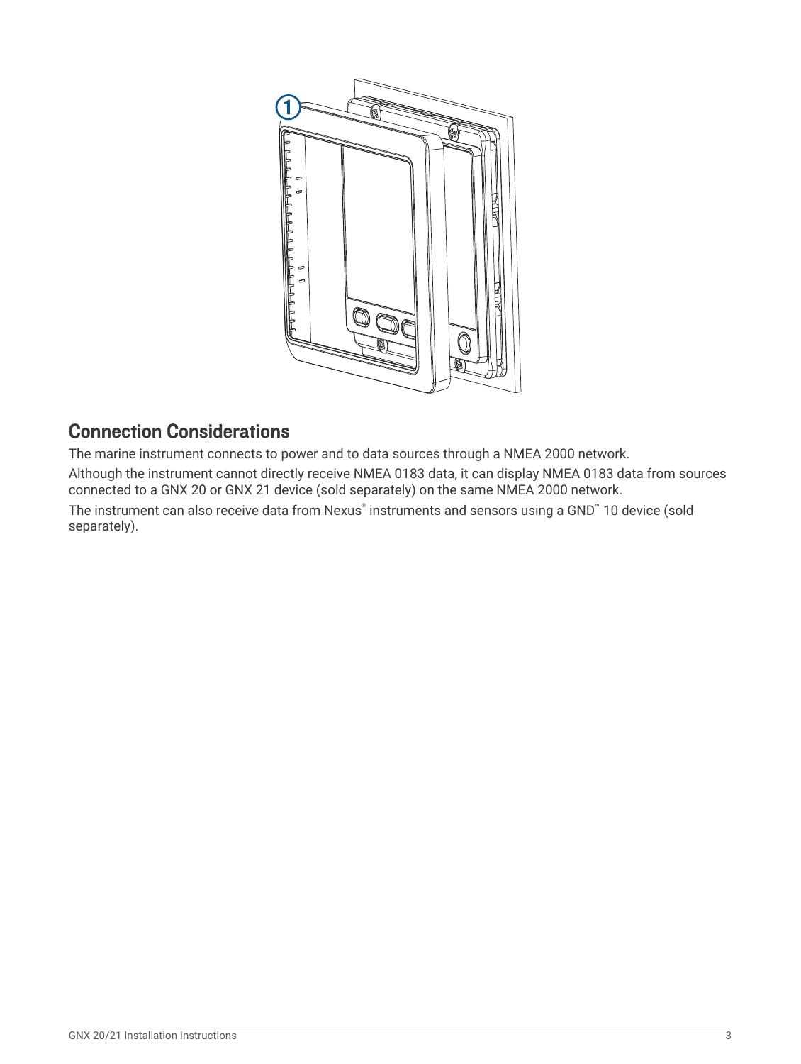## Connection Considerations

The marine instrument connects to power and to data sources through a NMEA 2000 network.

Although the instrument cannot directly receive NMEA 0183 data, it can display NMEA 0183 data from sources connected to a GNX 20 or GNX 21 device (sold separately) on the same NMEA 2000 network.

The instrument can also receive data from Nexus® instruments and sensors using a GND™ 10 device (sold separately).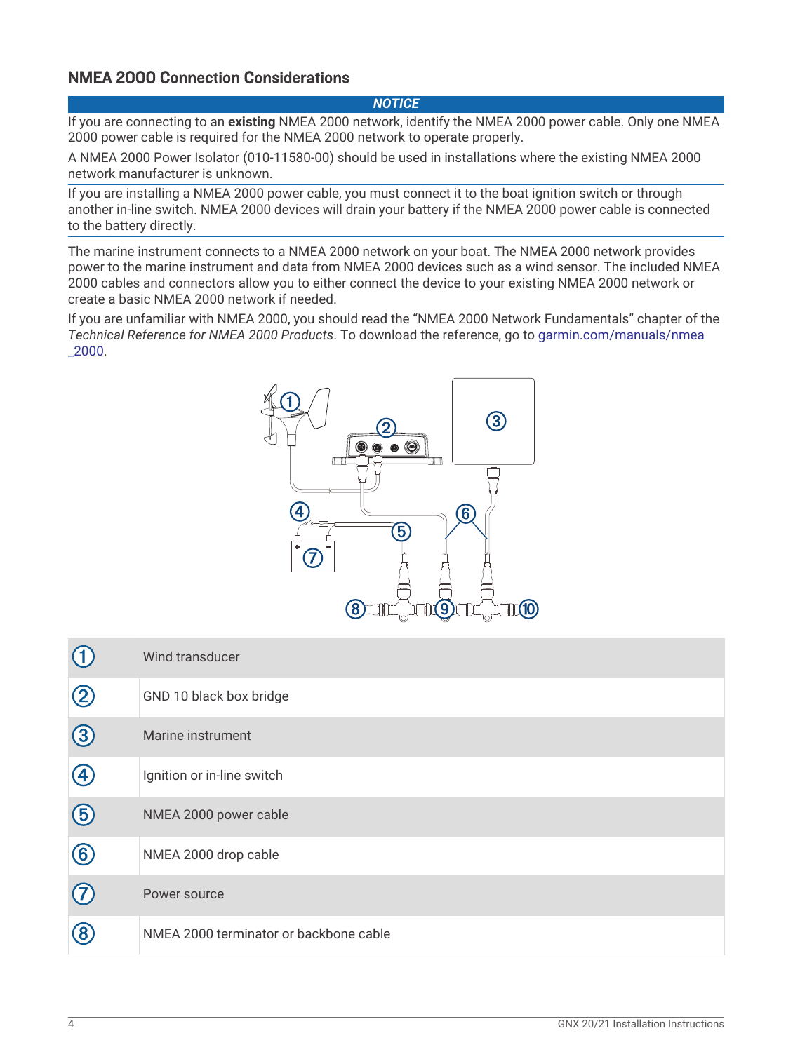## NMEA 2000 Connection Considerations

**NOTICE**

If you are connecting to an **existing** NMEA 2000 network, identify the NMEA 2000 power cable. Only one NMEA 2000 power cable is required for the NMEA 2000 network to operate properly.

A NMEA 2000 Power Isolator (010-11580-00) should be used in installations where the existing NMEA 2000 network manufacturer is unknown.

If you are installing a NMEA 2000 power cable, you must connect it to the boat ignition switch or through another in-line switch. NMEA 2000 devices will drain your battery if the NMEA 2000 power cable is connected to the battery directly.

The marine instrument connects to a NMEA 2000 network on your boat. The NMEA 2000 network provides power to the marine instrument and data from NMEA 2000 devices such as a wind sensor. The included NMEA 2000 cables and connectors allow you to either connect the device to your existing NMEA 2000 network or create a basic NMEA 2000 network if needed.

If you are unfamiliar with NMEA 2000, you should read the "NMEA 2000 Network Fundamentals" chapter of the *Technical Reference for NMEA 2000 Products*. To download the reference, go to garmin.com/manuals/nmea_2000.

| | |
|---|---|
| ① | Wind transducer |
| ② | GND 10 black box bridge |
| ③ | Marine instrument |
| ④ | Ignition or in-line switch |
| ⑤ | NMEA 2000 power cable |
| ⑥ | NMEA 2000 drop cable |
| ⑦ | Power source |
| ⑧ | NMEA 2000 terminator or backbone cable |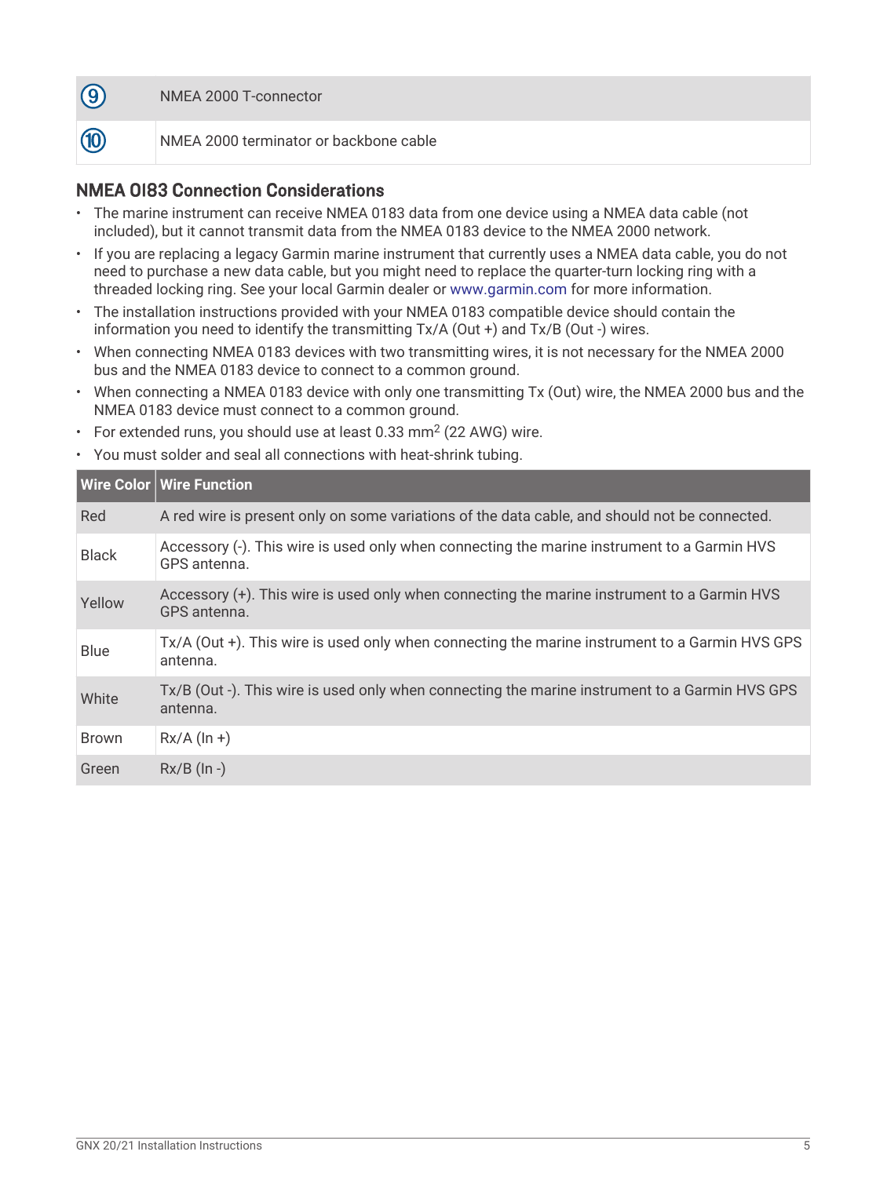| | |
|---|---|
| ⑨ | NMEA 2000 T-connector |
| ⑩ | NMEA 2000 terminator or backbone cable |

## NMEA 0183 Connection Considerations

- The marine instrument can receive NMEA 0183 data from one device using a NMEA data cable (not included), but it cannot transmit data from the NMEA 0183 device to the NMEA 2000 network.
- If you are replacing a legacy Garmin marine instrument that currently uses a NMEA data cable, you do not need to purchase a new data cable, but you might need to replace the quarter-turn locking ring with a threaded locking ring. See your local Garmin dealer or www.garmin.com for more information.
- The installation instructions provided with your NMEA 0183 compatible device should contain the information you need to identify the transmitting Tx/A (Out +) and Tx/B (Out -) wires.
- When connecting NMEA 0183 devices with two transmitting wires, it is not necessary for the NMEA 2000 bus and the NMEA 0183 device to connect to a common ground.
- When connecting a NMEA 0183 device with only one transmitting Tx (Out) wire, the NMEA 2000 bus and the NMEA 0183 device must connect to a common ground.
- For extended runs, you should use at least 0.33 $mm^2$ (22 AWG) wire.
- You must solder and seal all connections with heat-shrink tubing.

| Wire Color | Wire Function |
|---|---|
| Red | A red wire is present only on some variations of the data cable, and should not be connected. |
| Black | Accessory (-). This wire is used only when connecting the marine instrument to a Garmin HVS GPS antenna. |
| Yellow | Accessory (+). This wire is used only when connecting the marine instrument to a Garmin HVS GPS antenna. |
| Blue | Tx/A (Out +). This wire is used only when connecting the marine instrument to a Garmin HVS GPS antenna. |
| White | Tx/B (Out -). This wire is used only when connecting the marine instrument to a Garmin HVS GPS antenna. |
| Brown | Rx/A (In +) |
| Green | Rx/B (In -) |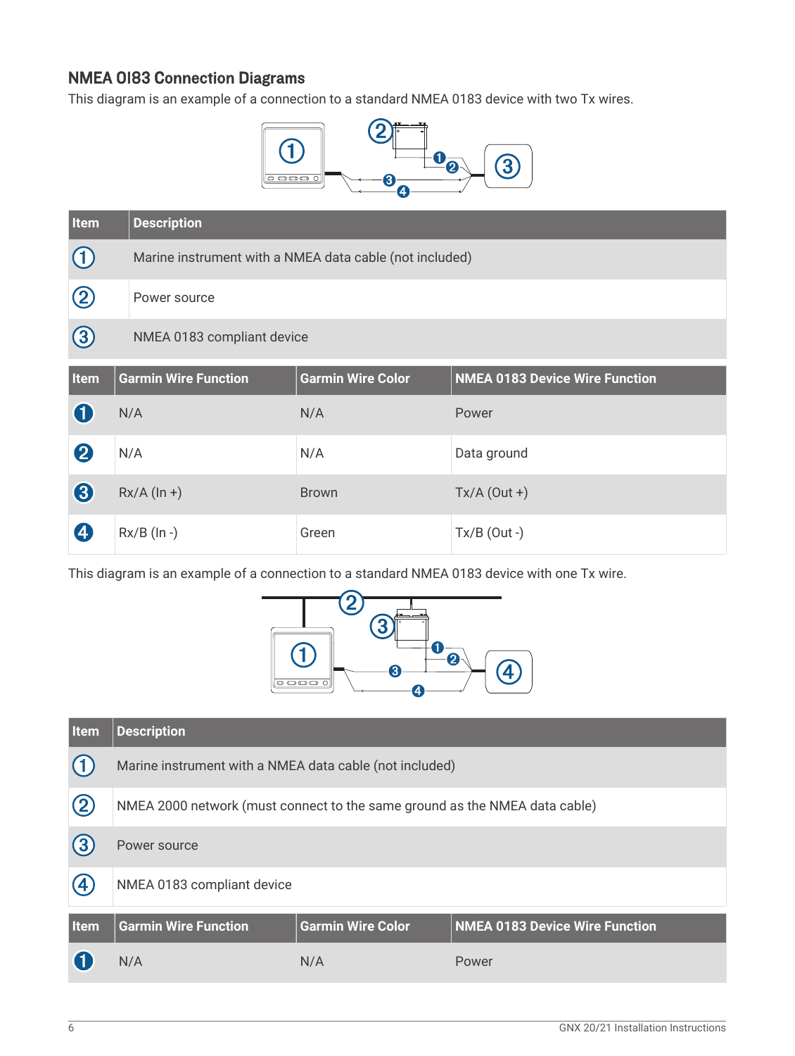## NMEA 0183 Connection Diagrams

This diagram is an example of a connection to a standard NMEA 0183 device with two Tx wires.

| Item | Description |
|---|---|
| ① | Marine instrument with a NMEA data cable (not included) |
| ② | Power source |
| ③ | NMEA 0183 compliant device |

| Item | Garmin Wire Function | Garmin Wire Color | NMEA 0183 Device Wire Function |
|---|---|---|---|
| ❶ | N/A | N/A | Power |
| ❷ | N/A | N/A | Data ground |
| ❸ | Rx/A (In +) | Brown | Tx/A (Out +) |
| ❹ | Rx/B (In -) | Green | Tx/B (Out -) |

This diagram is an example of a connection to a standard NMEA 0183 device with one Tx wire.

| Item | Description |
|---|---|
| ① | Marine instrument with a NMEA data cable (not included) |
| ② | NMEA 2000 network (must connect to the same ground as the NMEA data cable) |
| ③ | Power source |
| ④ | NMEA 0183 compliant device |

| Item | Garmin Wire Function | Garmin Wire Color | NMEA 0183 Device Wire Function |
|---|---|---|---|
| ❶ | N/A | N/A | Power |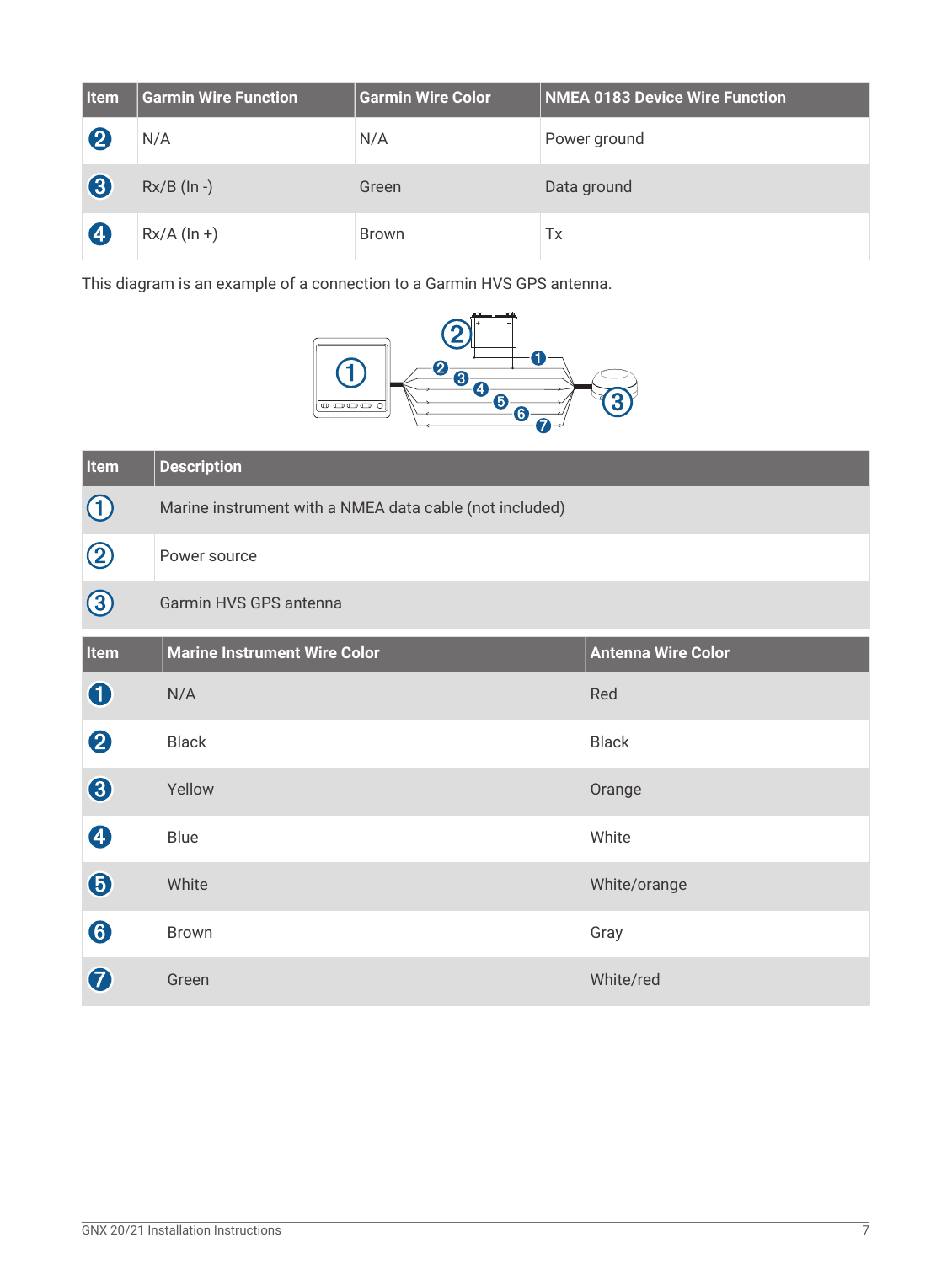| Item | Garmin Wire Function | Garmin Wire Color | NMEA 0183 Device Wire Function |
|---|---|---|---|
| ❷ | N/A | N/A | Power ground |
| ❸ | Rx/B (In -) | Green | Data ground |
| ❹ | Rx/A (In +) | Brown | Tx |

This diagram is an example of a connection to a Garmin HVS GPS antenna.

| Item | Description |
|---|---|
| ① | Marine instrument with a NMEA data cable (not included) |
| ② | Power source |
| ③ | Garmin HVS GPS antenna |

| Item | Marine Instrument Wire Color | Antenna Wire Color |
|---|---|---|
| ❶ | N/A | Red |
| ❷ | Black | Black |
| ❸ | Yellow | Orange |
| ❹ | Blue | White |
| ❺ | White | White/orange |
| ❻ | Brown | Gray |
| ❼ | Green | White/red |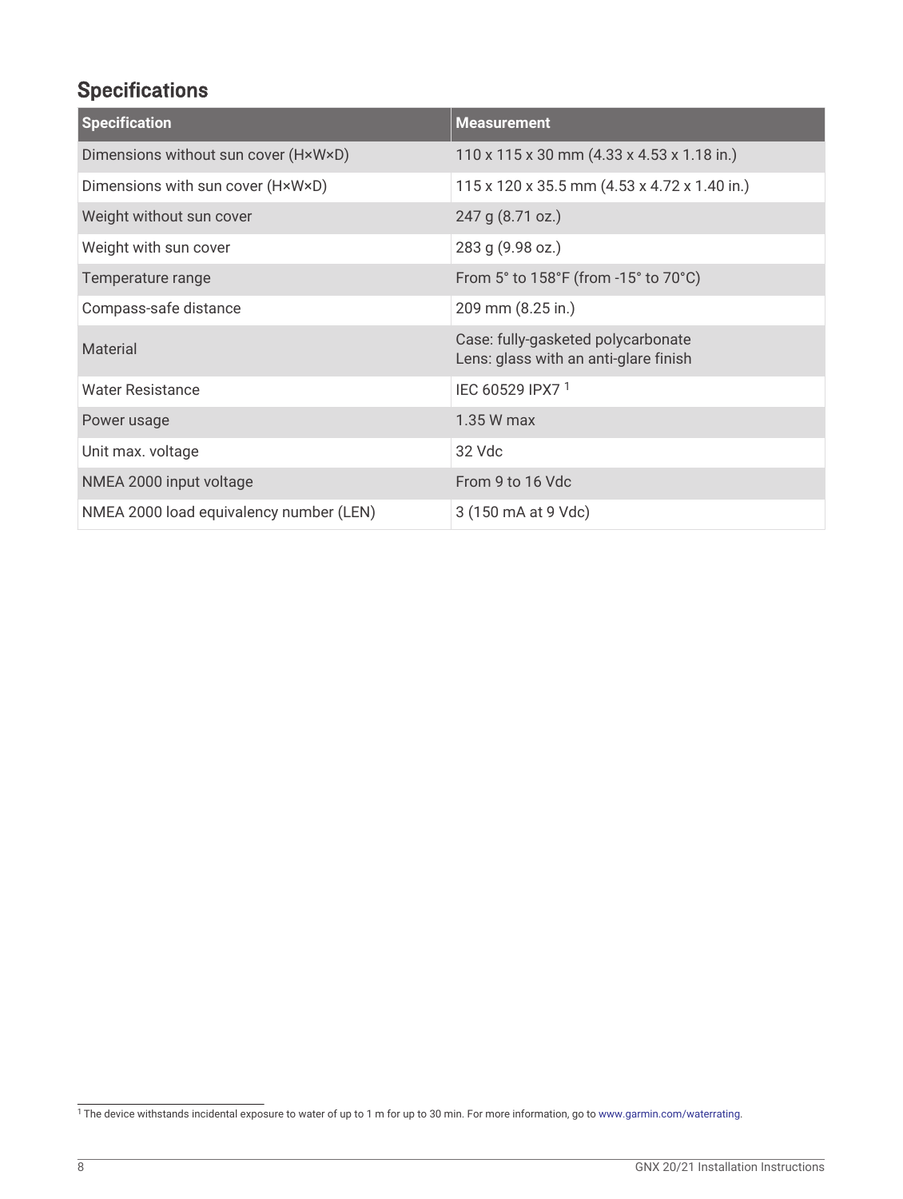## Specifications

| Specification | Measurement |
|---|---|
| Dimensions without sun cover (H×W×D) | 110 x 115 x 30 mm (4.33 x 4.53 x 1.18 in.) |
| Dimensions with sun cover (H×W×D) | 115 x 120 x 35.5 mm (4.53 x 4.72 x 1.40 in.) |
| Weight without sun cover | 247 g (8.71 oz.) |
| Weight with sun cover | 283 g (9.98 oz.) |
| Temperature range | From 5° to 158°F (from -15° to 70°C) |
| Compass-safe distance | 209 mm (8.25 in.) |
| Material | Case: fully-gasketed polycarbonate<br>Lens: glass with an anti-glare finish |
| Water Resistance | IEC 60529 IPX7 [1] |
| Power usage | 1.35 W max |
| Unit max. voltage | 32 Vdc |
| NMEA 2000 input voltage | From 9 to 16 Vdc |
| NMEA 2000 load equivalency number (LEN) | 3 (150 mA at 9 Vdc) |

[1] The device withstands incidental exposure to water of up to 1 m for up to 30 min. For more information, go to www.garmin.com/waterrating.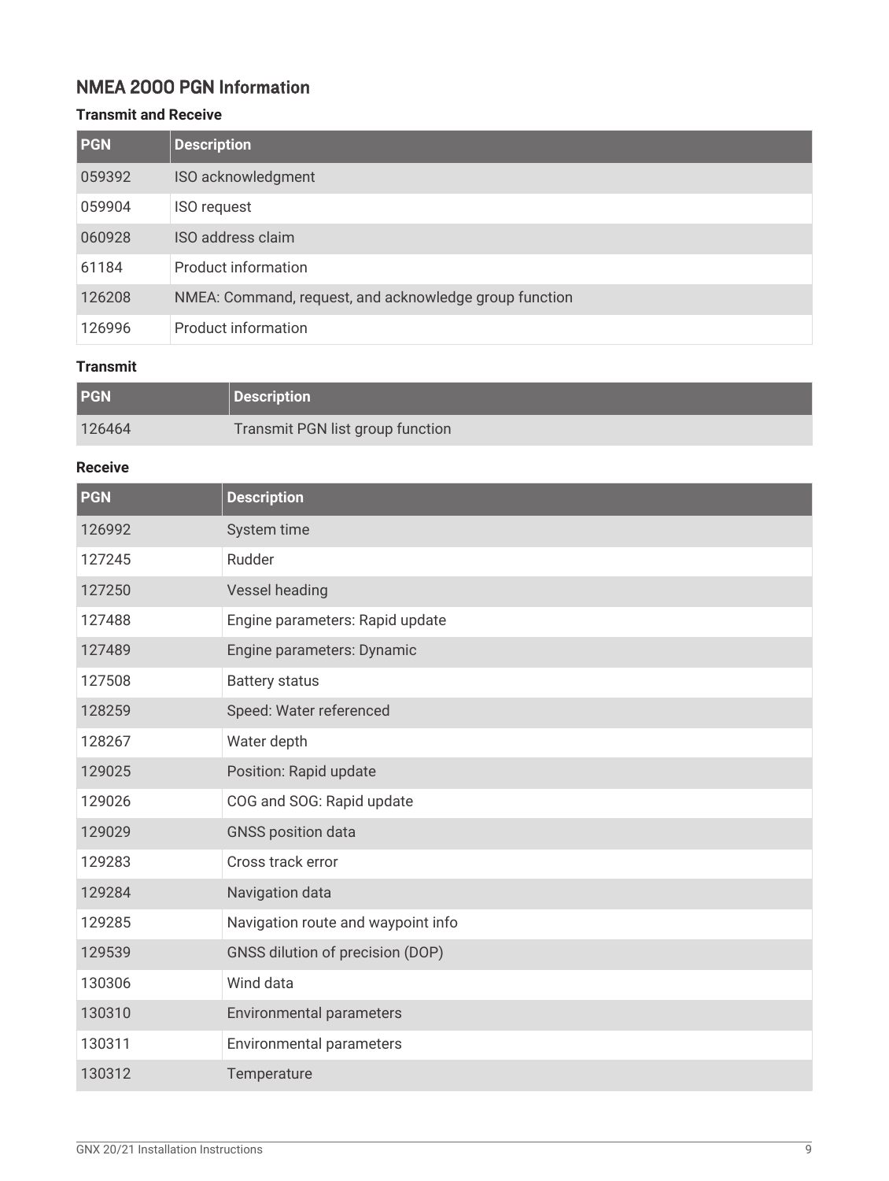## NMEA 2000 PGN Information

### Transmit and Receive

| PGN | Description |
|---|---|
| 059392 | ISO acknowledgment |
| 059904 | ISO request |
| 060928 | ISO address claim |
| 61184 | Product information |
| 126208 | NMEA: Command, request, and acknowledge group function |
| 126996 | Product information |

### Transmit

| PGN | Description |
|---|---|
| 126464 | Transmit PGN list group function |

### Receive

| PGN | Description |
|---|---|
| 126992 | System time |
| 127245 | Rudder |
| 127250 | Vessel heading |
| 127488 | Engine parameters: Rapid update |
| 127489 | Engine parameters: Dynamic |
| 127508 | Battery status |
| 128259 | Speed: Water referenced |
| 128267 | Water depth |
| 129025 | Position: Rapid update |
| 129026 | COG and SOG: Rapid update |
| 129029 | GNSS position data |
| 129283 | Cross track error |
| 129284 | Navigation data |
| 129285 | Navigation route and waypoint info |
| 129539 | GNSS dilution of precision (DOP) |
| 130306 | Wind data |
| 130310 | Environmental parameters |
| 130311 | Environmental parameters |
| 130312 | Temperature |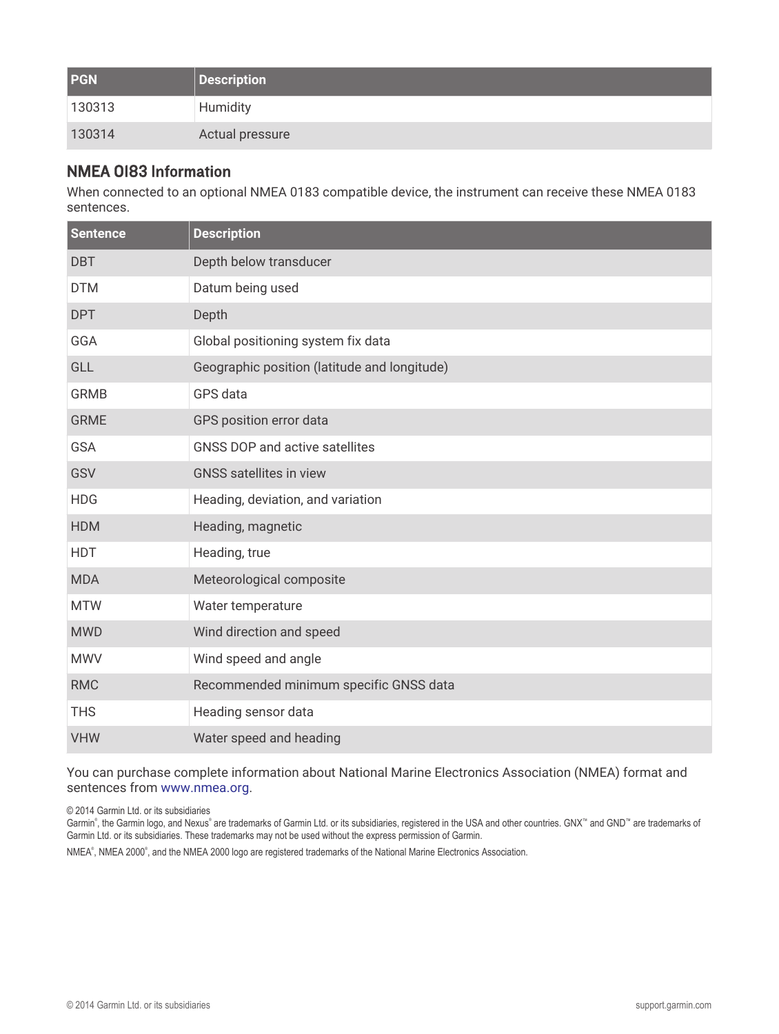| PGN | Description |
|---|---|
| 130313 | Humidity |
| 130314 | Actual pressure |

## NMEA 0183 Information

When connected to an optional NMEA 0183 compatible device, the instrument can receive these NMEA 0183 sentences.

| Sentence | Description |
|---|---|
| DBT | Depth below transducer |
| DTM | Datum being used |
| DPT | Depth |
| GGA | Global positioning system fix data |
| GLL | Geographic position (latitude and longitude) |
| GRMB | GPS data |
| GRME | GPS position error data |
| GSA | GNSS DOP and active satellites |
| GSV | GNSS satellites in view |
| HDG | Heading, deviation, and variation |
| HDM | Heading, magnetic |
| HDT | Heading, true |
| MDA | Meteorological composite |
| MTW | Water temperature |
| MWD | Wind direction and speed |
| MWV | Wind speed and angle |
| RMC | Recommended minimum specific GNSS data |
| THS | Heading sensor data |
| VHW | Water speed and heading |

You can purchase complete information about National Marine Electronics Association (NMEA) format and sentences from www.nmea.org.

© 2014 Garmin Ltd. or its subsidiaries

Garmin®, the Garmin logo, and Nexus® are trademarks of Garmin Ltd. or its subsidiaries, registered in the USA and other countries. GNX™ and GND™ are trademarks of Garmin Ltd. or its subsidiaries. These trademarks may not be used without the express permission of Garmin.

NMEA®, NMEA 2000®, and the NMEA 2000 logo are registered trademarks of the National Marine Electronics Association.